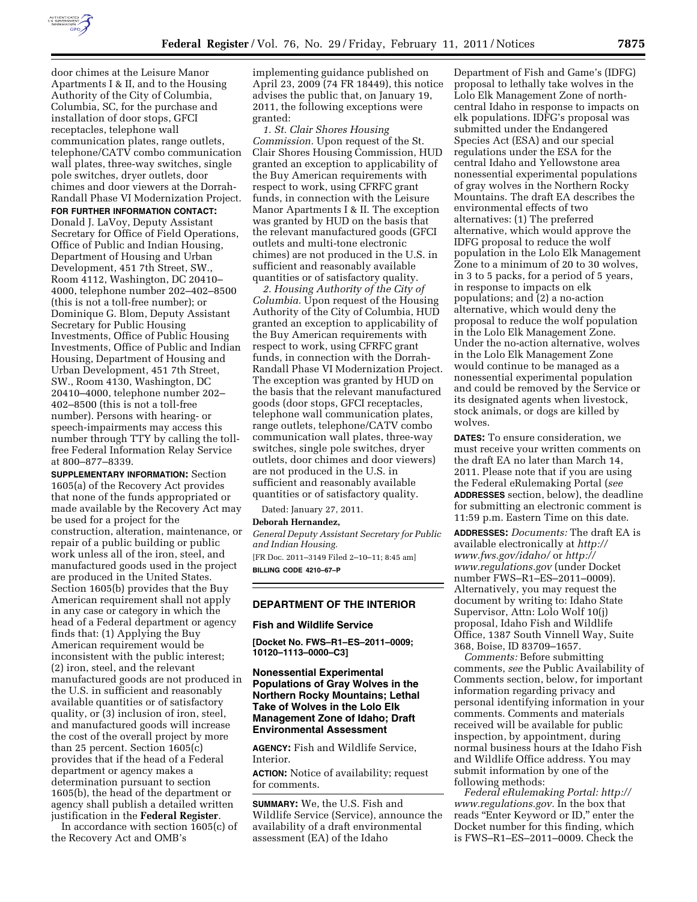door chimes at the Leisure Manor Apartments I & II, and to the Housing Authority of the City of Columbia, Columbia, SC, for the purchase and installation of door stops, GFCI receptacles, telephone wall communication plates, range outlets, telephone/CATV combo communication wall plates, three-way switches, single pole switches, dryer outlets, door chimes and door viewers at the Dorrah-Randall Phase VI Modernization Project.

**FOR FURTHER INFORMATION CONTACT:** Donald J. LaVoy, Deputy Assistant Secretary for Office of Field Operations, Office of Public and Indian Housing, Department of Housing and Urban Development, 451 7th Street, SW., Room 4112, Washington, DC 20410–4000, telephone number 202–402–8500 (this is not a toll-free number); or Dominique G. Blom, Deputy Assistant Secretary for Public Housing Investments, Office of Public Housing Investments, Office of Public and Indian Housing, Department of Housing and Urban Development, 451 7th Street, SW., Room 4130, Washington, DC 20410–4000, telephone number 202–402–8500 (this is not a toll-free number). Persons with hearing- or speech-impairments may access this number through TTY by calling the toll-free Federal Information Relay Service at 800–877–8339.

**SUPPLEMENTARY INFORMATION:** Section 1605(a) of the Recovery Act provides that none of the funds appropriated or made available by the Recovery Act may be used for a project for the construction, alteration, maintenance, or repair of a public building or public work unless all of the iron, steel, and manufactured goods used in the project are produced in the United States. Section 1605(b) provides that the Buy American requirement shall not apply in any case or category in which the head of a Federal department or agency finds that: (1) Applying the Buy American requirement would be inconsistent with the public interest; (2) iron, steel, and the relevant manufactured goods are not produced in the U.S. in sufficient and reasonably available quantities or of satisfactory quality, or (3) inclusion of iron, steel, and manufactured goods will increase the cost of the overall project by more than 25 percent. Section 1605(c) provides that if the head of a Federal department or agency makes a determination pursuant to section 1605(b), the head of the department or agency shall publish a detailed written justification in the **Federal Register**.

In accordance with section 1605(c) of the Recovery Act and OMB's implementing guidance published on April 23, 2009 (74 FR 18449), this notice advises the public that, on January 19, 2011, the following exceptions were granted:

*1. St. Clair Shores Housing Commission.* Upon request of the St. Clair Shores Housing Commission, HUD granted an exception to applicability of the Buy American requirements with respect to work, using CFRFC grant funds, in connection with the Leisure Manor Apartments I & II. The exception was granted by HUD on the basis that the relevant manufactured goods (GFCI outlets and multi-tone electronic chimes) are not produced in the U.S. in sufficient and reasonably available quantities or of satisfactory quality.

*2. Housing Authority of the City of Columbia.* Upon request of the Housing Authority of the City of Columbia, HUD granted an exception to applicability of the Buy American requirements with respect to work, using CFRFC grant funds, in connection with the Dorrah-Randall Phase VI Modernization Project. The exception was granted by HUD on the basis that the relevant manufactured goods (door stops, GFCI receptacles, telephone wall communication plates, range outlets, telephone/CATV combo communication wall plates, three-way switches, single pole switches, dryer outlets, door chimes and door viewers) are not produced in the U.S. in sufficient and reasonably available quantities or of satisfactory quality.

Dated: January 27, 2011.

**Deborah Hernandez,**

*General Deputy Assistant Secretary for Public and Indian Housing.*

[FR Doc. 2011–3149 Filed 2–10–11; 8:45 am]

**BILLING CODE 4210–67–P**

## DEPARTMENT OF THE INTERIOR

### Fish and Wildlife Service

**[Docket No. FWS–R1–ES–2011–0009; 10120–1113–0000–C3]**

### Nonessential Experimental Populations of Gray Wolves in the Northern Rocky Mountains; Lethal Take of Wolves in the Lolo Elk Management Zone of Idaho; Draft Environmental Assessment

**AGENCY:** Fish and Wildlife Service, Interior.

**ACTION:** Notice of availability; request for comments.

**SUMMARY:** We, the U.S. Fish and Wildlife Service (Service), announce the availability of a draft environmental assessment (EA) of the Idaho Department of Fish and Game's (IDFG) proposal to lethally take wolves in the Lolo Elk Management Zone of north-central Idaho in response to impacts on elk populations. IDFG's proposal was submitted under the Endangered Species Act (ESA) and our special regulations under the ESA for the central Idaho and Yellowstone area nonessential experimental populations of gray wolves in the Northern Rocky Mountains. The draft EA describes the environmental effects of two alternatives: (1) The preferred alternative, which would approve the IDFG proposal to reduce the wolf population in the Lolo Elk Management Zone to a minimum of 20 to 30 wolves, in 3 to 5 packs, for a period of 5 years, in response to impacts on elk populations; and (2) a no-action alternative, which would deny the proposal to reduce the wolf population in the Lolo Elk Management Zone. Under the no-action alternative, wolves in the Lolo Elk Management Zone would continue to be managed as a nonessential experimental population and could be removed by the Service or its designated agents when livestock, stock animals, or dogs are killed by wolves.

**DATES:** To ensure consideration, we must receive your written comments on the draft EA no later than March 14, 2011. Please note that if you are using the Federal eRulemaking Portal (*see* **ADDRESSES** section, below), the deadline for submitting an electronic comment is 11:59 p.m. Eastern Time on this date.

**ADDRESSES:** *Documents:* The draft EA is available electronically at *http://www.fws.gov/idaho/* or *http://www.regulations.gov* (under Docket number FWS–R1–ES–2011–0009). Alternatively, you may request the document by writing to: Idaho State Supervisor, Attn: Lolo Wolf 10(j) proposal, Idaho Fish and Wildlife Office, 1387 South Vinnell Way, Suite 368, Boise, ID 83709–1657.

*Comments:* Before submitting comments, *see* the Public Availability of Comments section, below, for important information regarding privacy and personal identifying information in your comments. Comments and materials received will be available for public inspection, by appointment, during normal business hours at the Idaho Fish and Wildlife Office address. You may submit information by one of the following methods:

*Federal eRulemaking Portal: http://www.regulations.gov.* In the box that reads "Enter Keyword or ID," enter the Docket number for this finding, which is FWS–R1–ES–2011–0009. Check the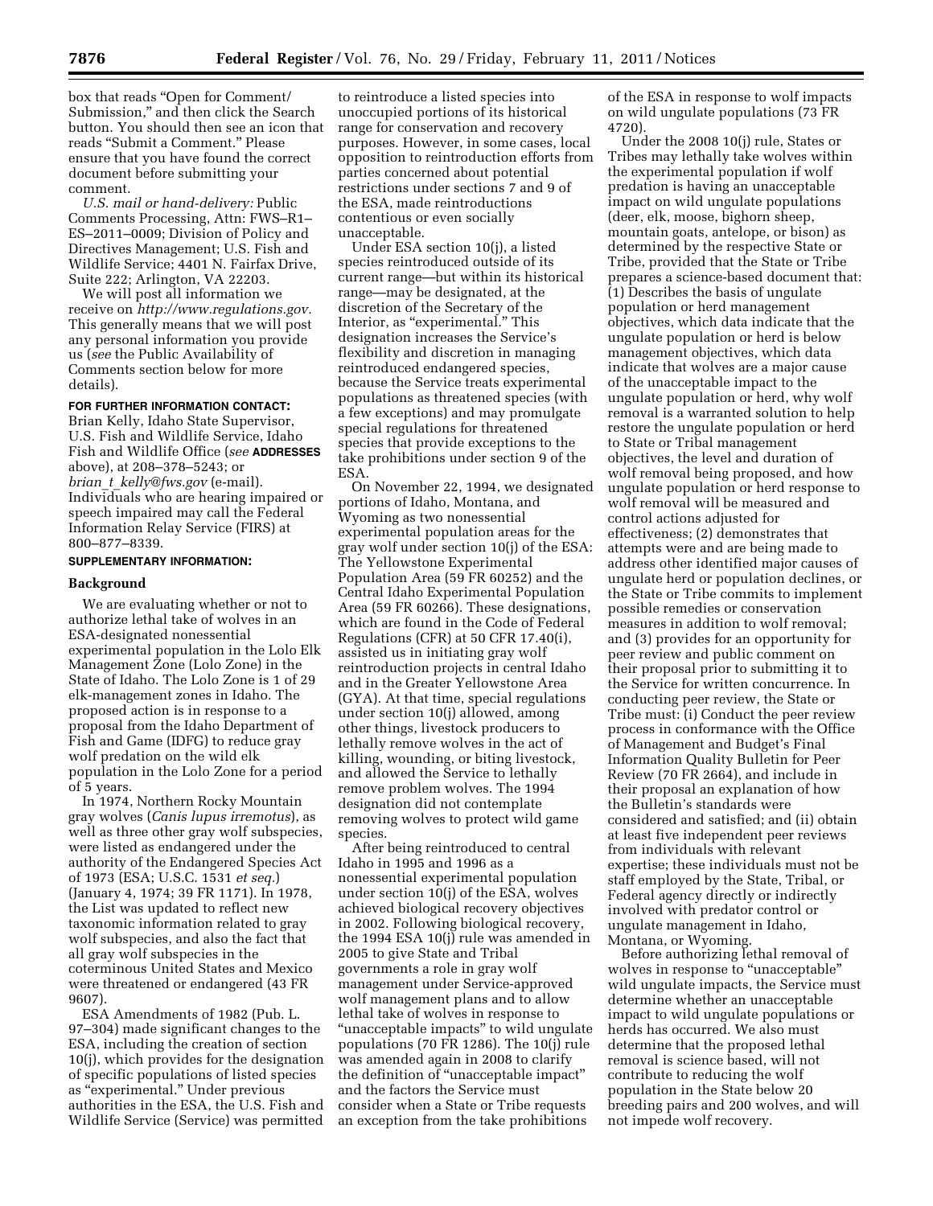box that reads "Open for Comment/Submission," and then click the Search button. You should then see an icon that reads "Submit a Comment." Please ensure that you have found the correct document before submitting your comment.

*U.S. mail or hand-delivery:* Public Comments Processing, Attn: FWS–R1–ES–2011–0009; Division of Policy and Directives Management; U.S. Fish and Wildlife Service; 4401 N. Fairfax Drive, Suite 222; Arlington, VA 22203.

We will post all information we receive on *http://www.regulations.gov.* This generally means that we will post any personal information you provide us (*see* the Public Availability of Comments section below for more details).

**FOR FURTHER INFORMATION CONTACT:** Brian Kelly, Idaho State Supervisor, U.S. Fish and Wildlife Service, Idaho Fish and Wildlife Office (*see* **ADDRESSES** above), at 208–378–5243; or *brian_t_kelly@fws.gov* (e-mail). Individuals who are hearing impaired or speech impaired may call the Federal Information Relay Service (FIRS) at 800–877–8339.

**SUPPLEMENTARY INFORMATION:**

## Background

We are evaluating whether or not to authorize lethal take of wolves in an ESA-designated nonessential experimental population in the Lolo Elk Management Zone (Lolo Zone) in the State of Idaho. The Lolo Zone is 1 of 29 elk-management zones in Idaho. The proposed action is in response to a proposal from the Idaho Department of Fish and Game (IDFG) to reduce gray wolf predation on the wild elk population in the Lolo Zone for a period of 5 years.

In 1974, Northern Rocky Mountain gray wolves (*Canis lupus irremotus*), as well as three other gray wolf subspecies, were listed as endangered under the authority of the Endangered Species Act of 1973 (ESA; U.S.C. 1531 *et seq.*) (January 4, 1974; 39 FR 1171). In 1978, the List was updated to reflect new taxonomic information related to gray wolf subspecies, and also the fact that all gray wolf subspecies in the coterminous United States and Mexico were threatened or endangered (43 FR 9607).

ESA Amendments of 1982 (Pub. L. 97–304) made significant changes to the ESA, including the creation of section 10(j), which provides for the designation of specific populations of listed species as "experimental." Under previous authorities in the ESA, the U.S. Fish and Wildlife Service (Service) was permitted to reintroduce a listed species into unoccupied portions of its historical range for conservation and recovery purposes. However, in some cases, local opposition to reintroduction efforts from parties concerned about potential restrictions under sections 7 and 9 of the ESA, made reintroductions contentious or even socially unacceptable.

Under ESA section 10(j), a listed species reintroduced outside of its current range—but within its historical range—may be designated, at the discretion of the Secretary of the Interior, as "experimental." This designation increases the Service's flexibility and discretion in managing reintroduced endangered species, because the Service treats experimental populations as threatened species (with a few exceptions) and may promulgate special regulations for threatened species that provide exceptions to the take prohibitions under section 9 of the ESA.

On November 22, 1994, we designated portions of Idaho, Montana, and Wyoming as two nonessential experimental population areas for the gray wolf under section 10(j) of the ESA: The Yellowstone Experimental Population Area (59 FR 60252) and the Central Idaho Experimental Population Area (59 FR 60266). These designations, which are found in the Code of Federal Regulations (CFR) at 50 CFR 17.40(i), assisted us in initiating gray wolf reintroduction projects in central Idaho and in the Greater Yellowstone Area (GYA). At that time, special regulations under section 10(j) allowed, among other things, livestock producers to lethally remove wolves in the act of killing, wounding, or biting livestock, and allowed the Service to lethally remove problem wolves. The 1994 designation did not contemplate removing wolves to protect wild game species.

After being reintroduced to central Idaho in 1995 and 1996 as a nonessential experimental population under section 10(j) of the ESA, wolves achieved biological recovery objectives in 2002. Following biological recovery, the 1994 ESA 10(j) rule was amended in 2005 to give State and Tribal governments a role in gray wolf management under Service-approved wolf management plans and to allow lethal take of wolves in response to "unacceptable impacts" to wild ungulate populations (70 FR 1286). The 10(j) rule was amended again in 2008 to clarify the definition of "unacceptable impact" and the factors the Service must consider when a State or Tribe requests an exception from the take prohibitions of the ESA in response to wolf impacts on wild ungulate populations (73 FR 4720).

Under the 2008 10(j) rule, States or Tribes may lethally take wolves within the experimental population if wolf predation is having an unacceptable impact on wild ungulate populations (deer, elk, moose, bighorn sheep, mountain goats, antelope, or bison) as determined by the respective State or Tribe, provided that the State or Tribe prepares a science-based document that: (1) Describes the basis of ungulate population or herd management objectives, which data indicate that the ungulate population or herd is below management objectives, which data indicate that wolves are a major cause of the unacceptable impact to the ungulate population or herd, why wolf removal is a warranted solution to help restore the ungulate population or herd to State or Tribal management objectives, the level and duration of wolf removal being proposed, and how ungulate population or herd response to wolf removal will be measured and control actions adjusted for effectiveness; (2) demonstrates that attempts were and are being made to address other identified major causes of ungulate herd or population declines, or the State or Tribe commits to implement possible remedies or conservation measures in addition to wolf removal; and (3) provides for an opportunity for peer review and public comment on their proposal prior to submitting it to the Service for written concurrence. In conducting peer review, the State or Tribe must: (i) Conduct the peer review process in conformance with the Office of Management and Budget's Final Information Quality Bulletin for Peer Review (70 FR 2664), and include in their proposal an explanation of how the Bulletin's standards were considered and satisfied; and (ii) obtain at least five independent peer reviews from individuals with relevant expertise; these individuals must not be staff employed by the State, Tribal, or Federal agency directly or indirectly involved with predator control or ungulate management in Idaho, Montana, or Wyoming.

Before authorizing lethal removal of wolves in response to "unacceptable" wild ungulate impacts, the Service must determine whether an unacceptable impact to wild ungulate populations or herds has occurred. We also must determine that the proposed lethal removal is science based, will not contribute to reducing the wolf population in the State below 20 breeding pairs and 200 wolves, and will not impede wolf recovery.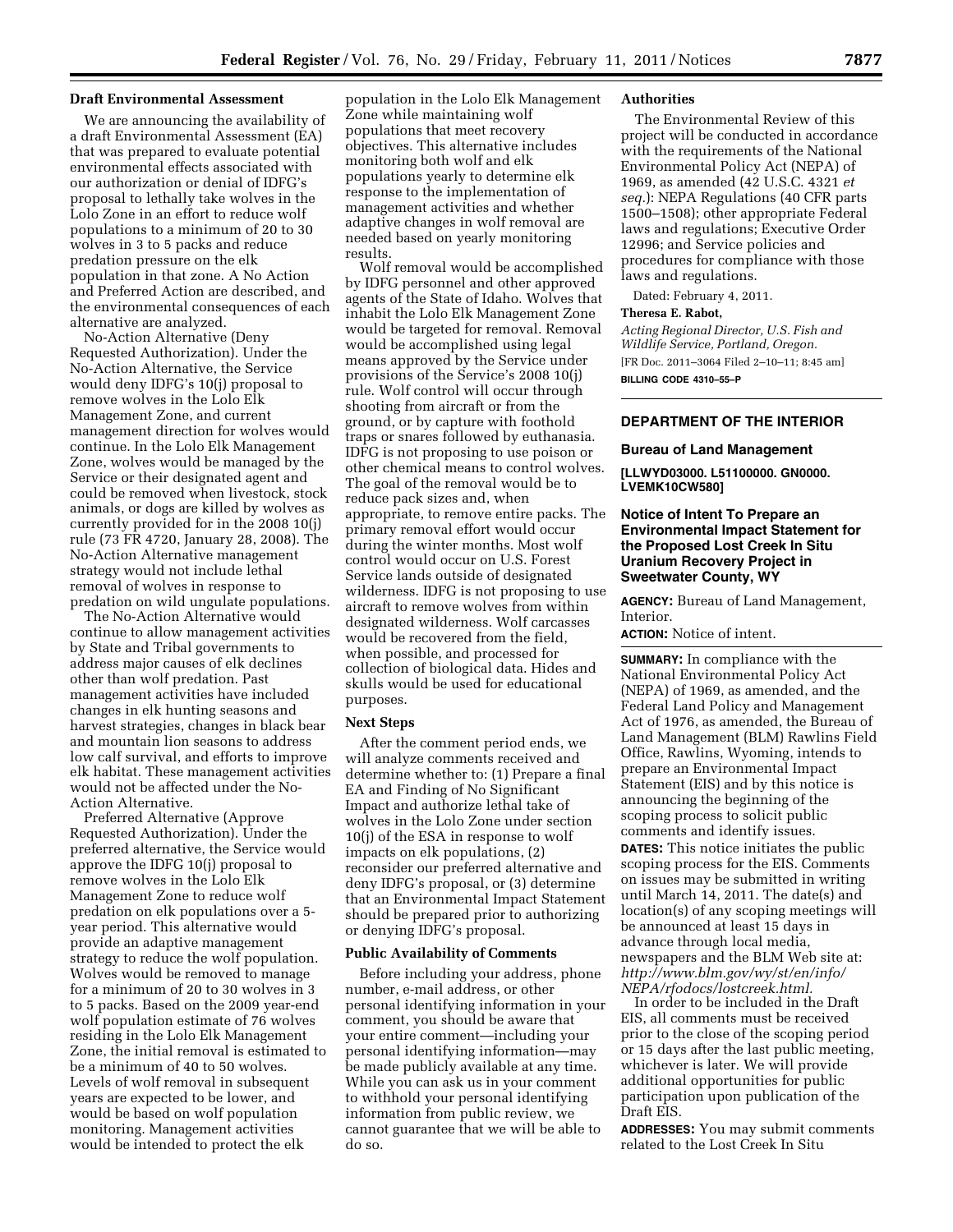## Draft Environmental Assessment

We are announcing the availability of a draft Environmental Assessment (EA) that was prepared to evaluate potential environmental effects associated with our authorization or denial of IDFG's proposal to lethally take wolves in the Lolo Zone in an effort to reduce wolf populations to a minimum of 20 to 30 wolves in 3 to 5 packs and reduce predation pressure on the elk population in that zone. A No Action and Preferred Action are described, and the environmental consequences of each alternative are analyzed.

No-Action Alternative (Deny Requested Authorization). Under the No-Action Alternative, the Service would deny IDFG's 10(j) proposal to remove wolves in the Lolo Elk Management Zone, and current management direction for wolves would continue. In the Lolo Elk Management Zone, wolves would be managed by the Service or their designated agent and could be removed when livestock, stock animals, or dogs are killed by wolves as currently provided for in the 2008 10(j) rule (73 FR 4720, January 28, 2008). The No-Action Alternative management strategy would not include lethal removal of wolves in response to predation on wild ungulate populations.

The No-Action Alternative would continue to allow management activities by State and Tribal governments to address major causes of elk declines other than wolf predation. Past management activities have included changes in elk hunting seasons and harvest strategies, changes in black bear and mountain lion seasons to address low calf survival, and efforts to improve elk habitat. These management activities would not be affected under the No-Action Alternative.

Preferred Alternative (Approve Requested Authorization). Under the preferred alternative, the Service would approve the IDFG 10(j) proposal to remove wolves in the Lolo Elk Management Zone to reduce wolf predation on elk populations over a 5-year period. This alternative would provide an adaptive management strategy to reduce the wolf population. Wolves would be removed to manage for a minimum of 20 to 30 wolves in 3 to 5 packs. Based on the 2009 year-end wolf population estimate of 76 wolves residing in the Lolo Elk Management Zone, the initial removal is estimated to be a minimum of 40 to 50 wolves. Levels of wolf removal in subsequent years are expected to be lower, and would be based on wolf population monitoring. Management activities would be intended to protect the elk population in the Lolo Elk Management Zone while maintaining wolf populations that meet recovery objectives. This alternative includes monitoring both wolf and elk populations yearly to determine elk response to the implementation of management activities and whether adaptive changes in wolf removal are needed based on yearly monitoring results.

Wolf removal would be accomplished by IDFG personnel and other approved agents of the State of Idaho. Wolves that inhabit the Lolo Elk Management Zone would be targeted for removal. Removal would be accomplished using legal means approved by the Service under provisions of the Service's 2008 10(j) rule. Wolf control will occur through shooting from aircraft or from the ground, or by capture with foothold traps or snares followed by euthanasia. IDFG is not proposing to use poison or other chemical means to control wolves. The goal of the removal would be to reduce pack sizes and, when appropriate, to remove entire packs. The primary removal effort would occur during the winter months. Most wolf control would occur on U.S. Forest Service lands outside of designated wilderness. IDFG is not proposing to use aircraft to remove wolves from within designated wilderness. Wolf carcasses would be recovered from the field, when possible, and processed for collection of biological data. Hides and skulls would be used for educational purposes.

## Next Steps

After the comment period ends, we will analyze comments received and determine whether to: (1) Prepare a final EA and Finding of No Significant Impact and authorize lethal take of wolves in the Lolo Zone under section 10(j) of the ESA in response to wolf impacts on elk populations, (2) reconsider our preferred alternative and deny IDFG's proposal, or (3) determine that an Environmental Impact Statement should be prepared prior to authorizing or denying IDFG's proposal.

## Public Availability of Comments

Before including your address, phone number, e-mail address, or other personal identifying information in your comment, you should be aware that your entire comment—including your personal identifying information—may be made publicly available at any time. While you can ask us in your comment to withhold your personal identifying information from public review, we cannot guarantee that we will be able to do so.

## Authorities

The Environmental Review of this project will be conducted in accordance with the requirements of the National Environmental Policy Act (NEPA) of 1969, as amended (42 U.S.C. 4321 *et seq.*): NEPA Regulations (40 CFR parts 1500–1508); other appropriate Federal laws and regulations; Executive Order 12996; and Service policies and procedures for compliance with those laws and regulations.

Dated: February 4, 2011.

**Theresa E. Rabot,**

*Acting Regional Director, U.S. Fish and Wildlife Service, Portland, Oregon.*

[FR Doc. 2011–3064 Filed 2–10–11; 8:45 am]

**BILLING CODE 4310–55–P**

---

## DEPARTMENT OF THE INTERIOR

### Bureau of Land Management

**[LLWYD03000. L51100000. GN0000. LVEMK10CW580]**

### Notice of Intent To Prepare an Environmental Impact Statement for the Proposed Lost Creek In Situ Uranium Recovery Project in Sweetwater County, WY

**AGENCY:** Bureau of Land Management, Interior.

**ACTION:** Notice of intent.

**SUMMARY:** In compliance with the National Environmental Policy Act (NEPA) of 1969, as amended, and the Federal Land Policy and Management Act of 1976, as amended, the Bureau of Land Management (BLM) Rawlins Field Office, Rawlins, Wyoming, intends to prepare an Environmental Impact Statement (EIS) and by this notice is announcing the beginning of the scoping process to solicit public comments and identify issues.

**DATES:** This notice initiates the public scoping process for the EIS. Comments on issues may be submitted in writing until March 14, 2011. The date(s) and location(s) of any scoping meetings will be announced at least 15 days in advance through local media, newspapers and the BLM Web site at: *http://www.blm.gov/wy/st/en/info/NEPA/rfodocs/lostcreek.html.*

In order to be included in the Draft EIS, all comments must be received prior to the close of the scoping period or 15 days after the last public meeting, whichever is later. We will provide additional opportunities for public participation upon publication of the Draft EIS.

**ADDRESSES:** You may submit comments related to the Lost Creek In Situ